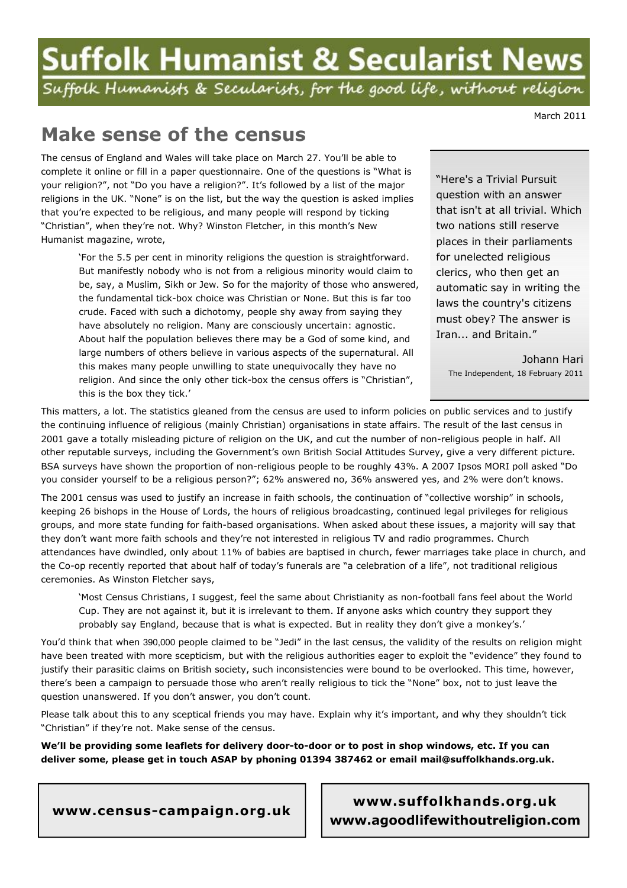# Suffolk Humanist & Secularist News

Suffolk Humanists & Secularists, for the good life, without religion

March 2011

## Make sense of the census

The census of England and Wales will take place on March 27. You'll be able to complete it online or fill in a paper questionnaire. One of the questions is "What is your religion?", not "Do you have a religion?". It's followed by a list of the major religions in the UK. "None" is on the list, but the way the question is asked implies that you're expected to be religious, and many people will respond by ticking "Christian", when they're not. Why? Winston Fletcher, in this month's New Humanist magazine, wrote,

> 'For the 5.5 per cent in minority religions the question is straightforward. But manifestly nobody who is not from a religious minority would claim to be, say, a Muslim, Sikh or Jew. So for the majority of those who answered, the fundamental tick-box choice was Christian or None. But this is far too crude. Faced with such a dichotomy, people shy away from saying they have absolutely no religion. Many are consciously uncertain: agnostic. About half the population believes there may be a God of some kind, and large numbers of others believe in various aspects of the supernatural. All this makes many people unwilling to state unequivocally they have no religion. And since the only other tick-box the census offers is "Christian", this is the box they tick.'

> "Here's a Trivial Pursuit question with an answer that isn't at all trivial. Which two nations still reserve places in their parliaments for unelected religious clerics, who then get an automatic say in writing the laws the country's citizens must obey? The answer is Iran... and Britain."
>
> Johann Hari
> The Independent, 18 February 2011

This matters, a lot. The statistics gleaned from the census are used to inform policies on public services and to justify the continuing influence of religious (mainly Christian) organisations in state affairs. The result of the last census in 2001 gave a totally misleading picture of religion on the UK, and cut the number of non-religious people in half. All other reputable surveys, including the Government's own British Social Attitudes Survey, give a very different picture. BSA surveys have shown the proportion of non-religious people to be roughly 43%. A 2007 Ipsos MORI poll asked "Do you consider yourself to be a religious person?"; 62% answered no, 36% answered yes, and 2% were don't knows.

The 2001 census was used to justify an increase in faith schools, the continuation of "collective worship" in schools, keeping 26 bishops in the House of Lords, the hours of religious broadcasting, continued legal privileges for religious groups, and more state funding for faith-based organisations. When asked about these issues, a majority will say that they don't want more faith schools and they're not interested in religious TV and radio programmes. Church attendances have dwindled, only about 11% of babies are baptised in church, fewer marriages take place in church, and the Co-op recently reported that about half of today's funerals are "a celebration of a life", not traditional religious ceremonies. As Winston Fletcher says,

> 'Most Census Christians, I suggest, feel the same about Christianity as non-football fans feel about the World Cup. They are not against it, but it is irrelevant to them. If anyone asks which country they support they probably say England, because that is what is expected. But in reality they don't give a monkey's.'

You'd think that when 390,000 people claimed to be "Jedi" in the last census, the validity of the results on religion might have been treated with more scepticism, but with the religious authorities eager to exploit the "evidence" they found to justify their parasitic claims on British society, such inconsistencies were bound to be overlooked. This time, however, there's been a campaign to persuade those who aren't really religious to tick the "None" box, not to just leave the question unanswered. If you don't answer, you don't count.

Please talk about this to any sceptical friends you may have. Explain why it's important, and why they shouldn't tick "Christian" if they're not. Make sense of the census.

**We'll be providing some leaflets for delivery door-to-door or to post in shop windows, etc. If you can deliver some, please get in touch ASAP by phoning 01394 387462 or email mail@suffolkhands.org.uk.**

**www.census-campaign.org.uk**

**www.suffolkhands.org.uk**
**www.agoodlifewithoutreligion.com**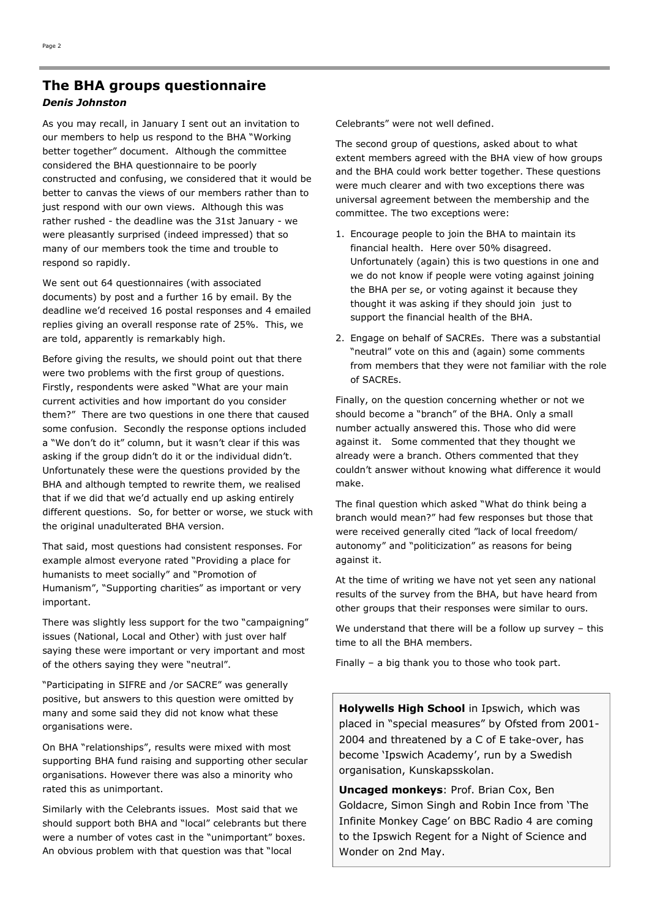## The BHA groups questionnaire

***Denis Johnston***

As you may recall, in January I sent out an invitation to our members to help us respond to the BHA "Working better together" document. Although the committee considered the BHA questionnaire to be poorly constructed and confusing, we considered that it would be better to canvas the views of our members rather than to just respond with our own views. Although this was rather rushed - the deadline was the 31st January - we were pleasantly surprised (indeed impressed) that so many of our members took the time and trouble to respond so rapidly.

We sent out 64 questionnaires (with associated documents) by post and a further 16 by email. By the deadline we'd received 16 postal responses and 4 emailed replies giving an overall response rate of 25%. This, we are told, apparently is remarkably high.

Before giving the results, we should point out that there were two problems with the first group of questions. Firstly, respondents were asked "What are your main current activities and how important do you consider them?" There are two questions in one there that caused some confusion. Secondly the response options included a "We don't do it" column, but it wasn't clear if this was asking if the group didn't do it or the individual didn't. Unfortunately these were the questions provided by the BHA and although tempted to rewrite them, we realised that if we did that we'd actually end up asking entirely different questions. So, for better or worse, we stuck with the original unadulterated BHA version.

That said, most questions had consistent responses. For example almost everyone rated "Providing a place for humanists to meet socially" and "Promotion of Humanism", "Supporting charities" as important or very important.

There was slightly less support for the two "campaigning" issues (National, Local and Other) with just over half saying these were important or very important and most of the others saying they were "neutral".

"Participating in SIFRE and /or SACRE" was generally positive, but answers to this question were omitted by many and some said they did not know what these organisations were.

On BHA "relationships", results were mixed with most supporting BHA fund raising and supporting other secular organisations. However there was also a minority who rated this as unimportant.

Similarly with the Celebrants issues. Most said that we should support both BHA and "local" celebrants but there were a number of votes cast in the "unimportant" boxes. An obvious problem with that question was that "local Celebrants" were not well defined.

The second group of questions, asked about to what extent members agreed with the BHA view of how groups and the BHA could work better together. These questions were much clearer and with two exceptions there was universal agreement between the membership and the committee. The two exceptions were:

1. Encourage people to join the BHA to maintain its financial health. Here over 50% disagreed. Unfortunately (again) this is two questions in one and we do not know if people were voting against joining the BHA per se, or voting against it because they thought it was asking if they should join just to support the financial health of the BHA.
2. Engage on behalf of SACREs. There was a substantial "neutral" vote on this and (again) some comments from members that they were not familiar with the role of SACREs.

Finally, on the question concerning whether or not we should become a "branch" of the BHA. Only a small number actually answered this. Those who did were against it. Some commented that they thought we already were a branch. Others commented that they couldn't answer without knowing what difference it would make.

The final question which asked "What do think being a branch would mean?" had few responses but those that were received generally cited "lack of local freedom/ autonomy" and "politicization" as reasons for being against it.

At the time of writing we have not yet seen any national results of the survey from the BHA, but have heard from other groups that their responses were similar to ours.

We understand that there will be a follow up survey – this time to all the BHA members.

Finally – a big thank you to those who took part.

---

**Holywells High School** in Ipswich, which was placed in "special measures" by Ofsted from 2001-2004 and threatened by a C of E take-over, has become 'Ipswich Academy', run by a Swedish organisation, Kunskapsskolan.

**Uncaged monkeys**: Prof. Brian Cox, Ben Goldacre, Simon Singh and Robin Ince from 'The Infinite Monkey Cage' on BBC Radio 4 are coming to the Ipswich Regent for a Night of Science and Wonder on 2nd May.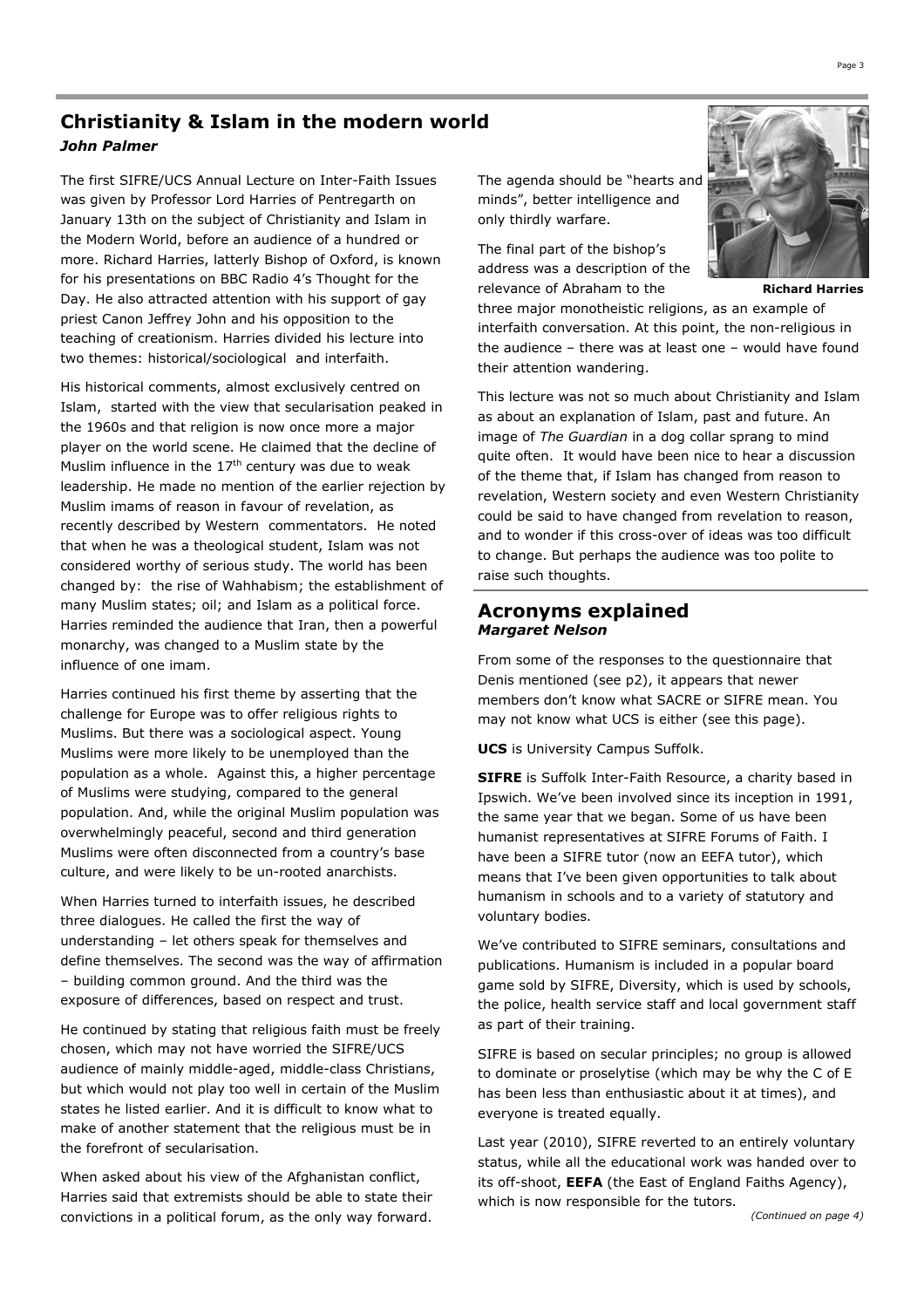## Christianity & Islam in the modern world

***John Palmer***

The first SIFRE/UCS Annual Lecture on Inter-Faith Issues was given by Professor Lord Harries of Pentregarth on January 13th on the subject of Christianity and Islam in the Modern World, before an audience of a hundred or more. Richard Harries, latterly Bishop of Oxford, is known for his presentations on BBC Radio 4's Thought for the Day. He also attracted attention with his support of gay priest Canon Jeffrey John and his opposition to the teaching of creationism. Harries divided his lecture into two themes: historical/sociological and interfaith.

His historical comments, almost exclusively centred on Islam, started with the view that secularisation peaked in the 1960s and that religion is now once more a major player on the world scene. He claimed that the decline of Muslim influence in the 17th century was due to weak leadership. He made no mention of the earlier rejection by Muslim imams of reason in favour of revelation, as recently described by Western commentators. He noted that when he was a theological student, Islam was not considered worthy of serious study. The world has been changed by: the rise of Wahhabism; the establishment of many Muslim states; oil; and Islam as a political force. Harries reminded the audience that Iran, then a powerful monarchy, was changed to a Muslim state by the influence of one imam.

Harries continued his first theme by asserting that the challenge for Europe was to offer religious rights to Muslims. But there was a sociological aspect. Young Muslims were more likely to be unemployed than the population as a whole. Against this, a higher percentage of Muslims were studying, compared to the general population. And, while the original Muslim population was overwhelmingly peaceful, second and third generation Muslims were often disconnected from a country's base culture, and were likely to be un-rooted anarchists.

When Harries turned to interfaith issues, he described three dialogues. He called the first the way of understanding – let others speak for themselves and define themselves. The second was the way of affirmation – building common ground. And the third was the exposure of differences, based on respect and trust.

He continued by stating that religious faith must be freely chosen, which may not have worried the SIFRE/UCS audience of mainly middle-aged, middle-class Christians, but which would not play too well in certain of the Muslim states he listed earlier. And it is difficult to know what to make of another statement that the religious must be in the forefront of secularisation.

When asked about his view of the Afghanistan conflict, Harries said that extremists should be able to state their convictions in a political forum, as the only way forward. The agenda should be "hearts and minds", better intelligence and only thirdly warfare.

**Richard Harries**

The final part of the bishop's address was a description of the relevance of Abraham to the three major monotheistic religions, as an example of interfaith conversation. At this point, the non-religious in the audience – there was at least one – would have found their attention wandering.

This lecture was not so much about Christianity and Islam as about an explanation of Islam, past and future. An image of *The Guardian* in a dog collar sprang to mind quite often. It would have been nice to hear a discussion of the theme that, if Islam has changed from reason to revelation, Western society and even Western Christianity could be said to have changed from revelation to reason, and to wonder if this cross-over of ideas was too difficult to change. But perhaps the audience was too polite to raise such thoughts.

## Acronyms explained

***Margaret Nelson***

From some of the responses to the questionnaire that Denis mentioned (see p2), it appears that newer members don't know what SACRE or SIFRE mean. You may not know what UCS is either (see this page).

**UCS** is University Campus Suffolk.

**SIFRE** is Suffolk Inter-Faith Resource, a charity based in Ipswich. We've been involved since its inception in 1991, the same year that we began. Some of us have been humanist representatives at SIFRE Forums of Faith. I have been a SIFRE tutor (now an EEFA tutor), which means that I've been given opportunities to talk about humanism in schools and to a variety of statutory and voluntary bodies.

We've contributed to SIFRE seminars, consultations and publications. Humanism is included in a popular board game sold by SIFRE, Diversity, which is used by schools, the police, health service staff and local government staff as part of their training.

SIFRE is based on secular principles; no group is allowed to dominate or proselytise (which may be why the C of E has been less than enthusiastic about it at times), and everyone is treated equally.

Last year (2010), SIFRE reverted to an entirely voluntary status, while all the educational work was handed over to its off-shoot, **EEFA** (the East of England Faiths Agency), which is now responsible for the tutors.

*(Continued on page 4)*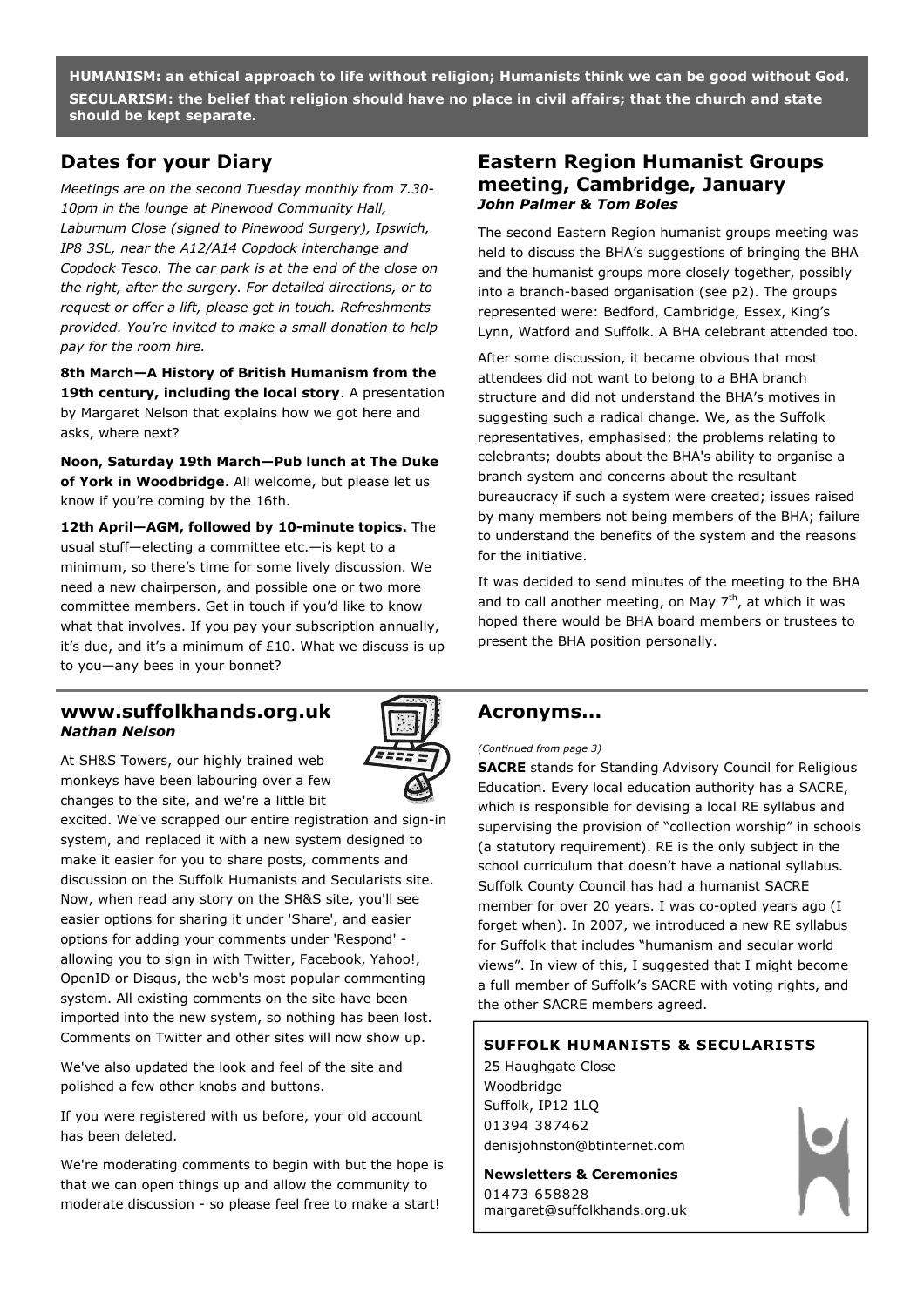**HUMANISM: an ethical approach to life without religion; Humanists think we can be good without God.**

**SECULARISM: the belief that religion should have no place in civil affairs; that the church and state should be kept separate.**

## Dates for your Diary

*Meetings are on the second Tuesday monthly from 7.30-10pm in the lounge at Pinewood Community Hall, Laburnum Close (signed to Pinewood Surgery), Ipswich, IP8 3SL, near the A12/A14 Copdock interchange and Copdock Tesco. The car park is at the end of the close on the right, after the surgery. For detailed directions, or to request or offer a lift, please get in touch. Refreshments provided. You're invited to make a small donation to help pay for the room hire.*

**8th March—A History of British Humanism from the 19th century, including the local story**. A presentation by Margaret Nelson that explains how we got here and asks, where next?

**Noon, Saturday 19th March—Pub lunch at The Duke of York in Woodbridge**. All welcome, but please let us know if you're coming by the 16th.

**12th April—AGM, followed by 10-minute topics.** The usual stuff—electing a committee etc.—is kept to a minimum, so there's time for some lively discussion. We need a new chairperson, and possible one or two more committee members. Get in touch if you'd like to know what that involves. If you pay your subscription annually, it's due, and it's a minimum of £10. What we discuss is up to you—any bees in your bonnet?

## Eastern Region Humanist Groups meeting, Cambridge, January

***John Palmer & Tom Boles***

The second Eastern Region humanist groups meeting was held to discuss the BHA's suggestions of bringing the BHA and the humanist groups more closely together, possibly into a branch-based organisation (see p2). The groups represented were: Bedford, Cambridge, Essex, King's Lynn, Watford and Suffolk. A BHA celebrant attended too.

After some discussion, it became obvious that most attendees did not want to belong to a BHA branch structure and did not understand the BHA's motives in suggesting such a radical change. We, as the Suffolk representatives, emphasised: the problems relating to celebrants; doubts about the BHA's ability to organise a branch system and concerns about the resultant bureaucracy if such a system were created; issues raised by many members not being members of the BHA; failure to understand the benefits of the system and the reasons for the initiative.

It was decided to send minutes of the meeting to the BHA and to call another meeting, on May 7th, at which it was hoped there would be BHA board members or trustees to present the BHA position personally.

## www.suffolkhands.org.uk

***Nathan Nelson***

At SH&S Towers, our highly trained web monkeys have been labouring over a few changes to the site, and we're a little bit excited. We've scrapped our entire registration and sign-in system, and replaced it with a new system designed to make it easier for you to share posts, comments and discussion on the Suffolk Humanists and Secularists site. Now, when read any story on the SH&S site, you'll see easier options for sharing it under 'Share', and easier options for adding your comments under 'Respond' - allowing you to sign in with Twitter, Facebook, Yahoo!, OpenID or Disqus, the web's most popular commenting system. All existing comments on the site have been imported into the new system, so nothing has been lost. Comments on Twitter and other sites will now show up.

We've also updated the look and feel of the site and polished a few other knobs and buttons.

If you were registered with us before, your old account has been deleted.

We're moderating comments to begin with but the hope is that we can open things up and allow the community to moderate discussion - so please feel free to make a start!

## Acronyms...

*(Continued from page 3)*

**SACRE** stands for Standing Advisory Council for Religious Education. Every local education authority has a SACRE, which is responsible for devising a local RE syllabus and supervising the provision of "collection worship" in schools (a statutory requirement). RE is the only subject in the school curriculum that doesn't have a national syllabus. Suffolk County Council has had a humanist SACRE member for over 20 years. I was co-opted years ago (I forget when). In 2007, we introduced a new RE syllabus for Suffolk that includes "humanism and secular world views". In view of this, I suggested that I might become a full member of Suffolk's SACRE with voting rights, and the other SACRE members agreed.

**SUFFOLK HUMANISTS & SECULARISTS**

25 Haughgate Close
Woodbridge
Suffolk, IP12 1LQ
01394 387462
denisjohnston@btinternet.com

**Newsletters & Ceremonies**

01473 658828
margaret@suffolkhands.org.uk